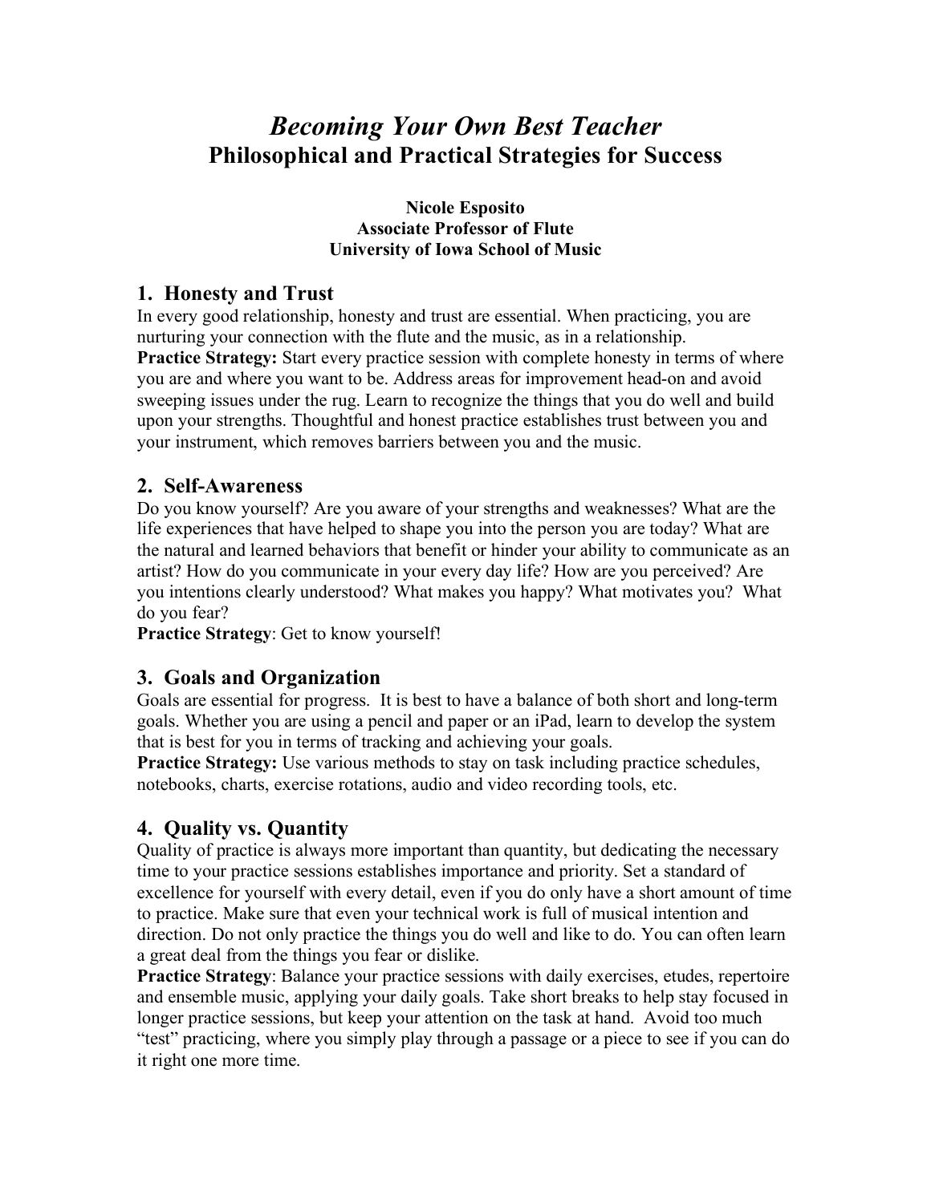# *Becoming Your Own Best Teacher*
## Philosophical and Practical Strategies for Success

**Nicole Esposito**
**Associate Professor of Flute**
**University of Iowa School of Music**

### 1. Honesty and Trust

In every good relationship, honesty and trust are essential. When practicing, you are nurturing your connection with the flute and the music, as in a relationship.
**Practice Strategy:** Start every practice session with complete honesty in terms of where you are and where you want to be. Address areas for improvement head-on and avoid sweeping issues under the rug. Learn to recognize the things that you do well and build upon your strengths. Thoughtful and honest practice establishes trust between you and your instrument, which removes barriers between you and the music.

### 2. Self-Awareness

Do you know yourself? Are you aware of your strengths and weaknesses? What are the life experiences that have helped to shape you into the person you are today? What are the natural and learned behaviors that benefit or hinder your ability to communicate as an artist? How do you communicate in your every day life? How are you perceived? Are you intentions clearly understood? What makes you happy? What motivates you? What do you fear?
**Practice Strategy**: Get to know yourself!

### 3. Goals and Organization

Goals are essential for progress. It is best to have a balance of both short and long-term goals. Whether you are using a pencil and paper or an iPad, learn to develop the system that is best for you in terms of tracking and achieving your goals.
**Practice Strategy:** Use various methods to stay on task including practice schedules, notebooks, charts, exercise rotations, audio and video recording tools, etc.

### 4. Quality vs. Quantity

Quality of practice is always more important than quantity, but dedicating the necessary time to your practice sessions establishes importance and priority. Set a standard of excellence for yourself with every detail, even if you do only have a short amount of time to practice. Make sure that even your technical work is full of musical intention and direction. Do not only practice the things you do well and like to do. You can often learn a great deal from the things you fear or dislike.
**Practice Strategy**: Balance your practice sessions with daily exercises, etudes, repertoire and ensemble music, applying your daily goals. Take short breaks to help stay focused in longer practice sessions, but keep your attention on the task at hand. Avoid too much "test" practicing, where you simply play through a passage or a piece to see if you can do it right one more time.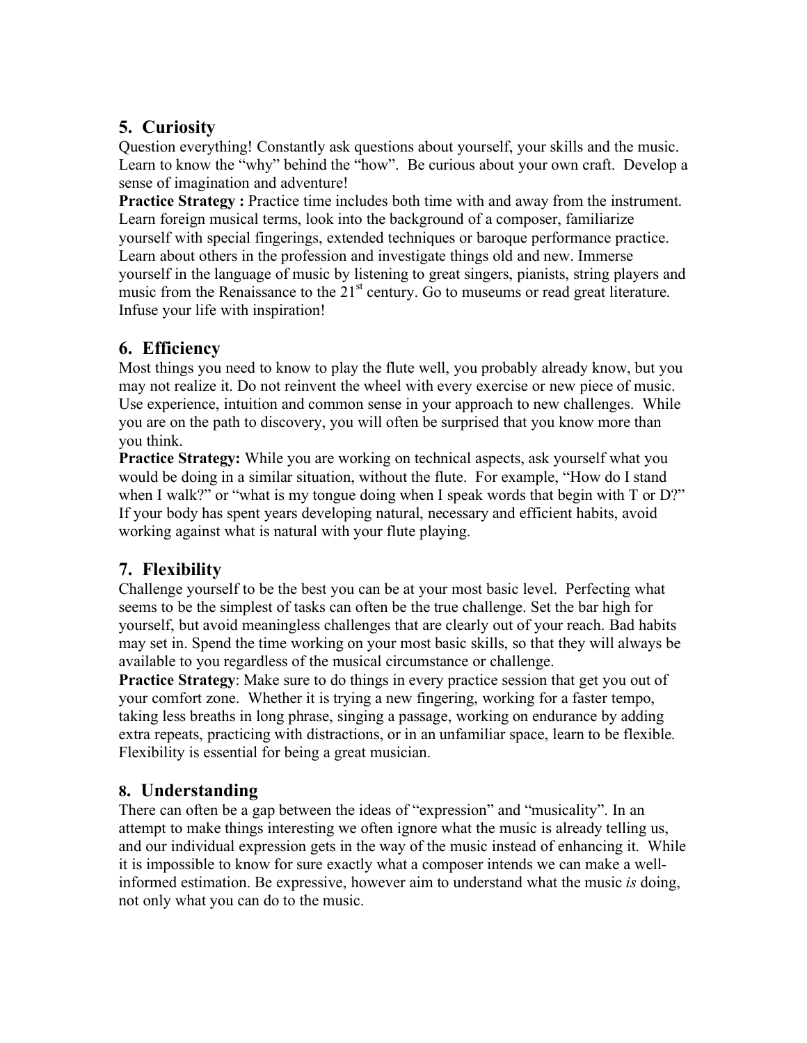## 5. Curiosity

Question everything! Constantly ask questions about yourself, your skills and the music. Learn to know the "why" behind the "how". Be curious about your own craft. Develop a sense of imagination and adventure!

**Practice Strategy :** Practice time includes both time with and away from the instrument. Learn foreign musical terms, look into the background of a composer, familiarize yourself with special fingerings, extended techniques or baroque performance practice. Learn about others in the profession and investigate things old and new. Immerse yourself in the language of music by listening to great singers, pianists, string players and music from the Renaissance to the 21st century. Go to museums or read great literature. Infuse your life with inspiration!

## 6. Efficiency

Most things you need to know to play the flute well, you probably already know, but you may not realize it. Do not reinvent the wheel with every exercise or new piece of music. Use experience, intuition and common sense in your approach to new challenges. While you are on the path to discovery, you will often be surprised that you know more than you think.

**Practice Strategy:** While you are working on technical aspects, ask yourself what you would be doing in a similar situation, without the flute. For example, "How do I stand when I walk?" or "what is my tongue doing when I speak words that begin with T or D?" If your body has spent years developing natural, necessary and efficient habits, avoid working against what is natural with your flute playing.

## 7. Flexibility

Challenge yourself to be the best you can be at your most basic level. Perfecting what seems to be the simplest of tasks can often be the true challenge. Set the bar high for yourself, but avoid meaningless challenges that are clearly out of your reach. Bad habits may set in. Spend the time working on your most basic skills, so that they will always be available to you regardless of the musical circumstance or challenge.

**Practice Strategy**: Make sure to do things in every practice session that get you out of your comfort zone. Whether it is trying a new fingering, working for a faster tempo, taking less breaths in long phrase, singing a passage, working on endurance by adding extra repeats, practicing with distractions, or in an unfamiliar space, learn to be flexible. Flexibility is essential for being a great musician.

## 8. Understanding

There can often be a gap between the ideas of "expression" and "musicality". In an attempt to make things interesting we often ignore what the music is already telling us, and our individual expression gets in the way of the music instead of enhancing it. While it is impossible to know for sure exactly what a composer intends we can make a well-informed estimation. Be expressive, however aim to understand what the music *is* doing, not only what you can do to the music.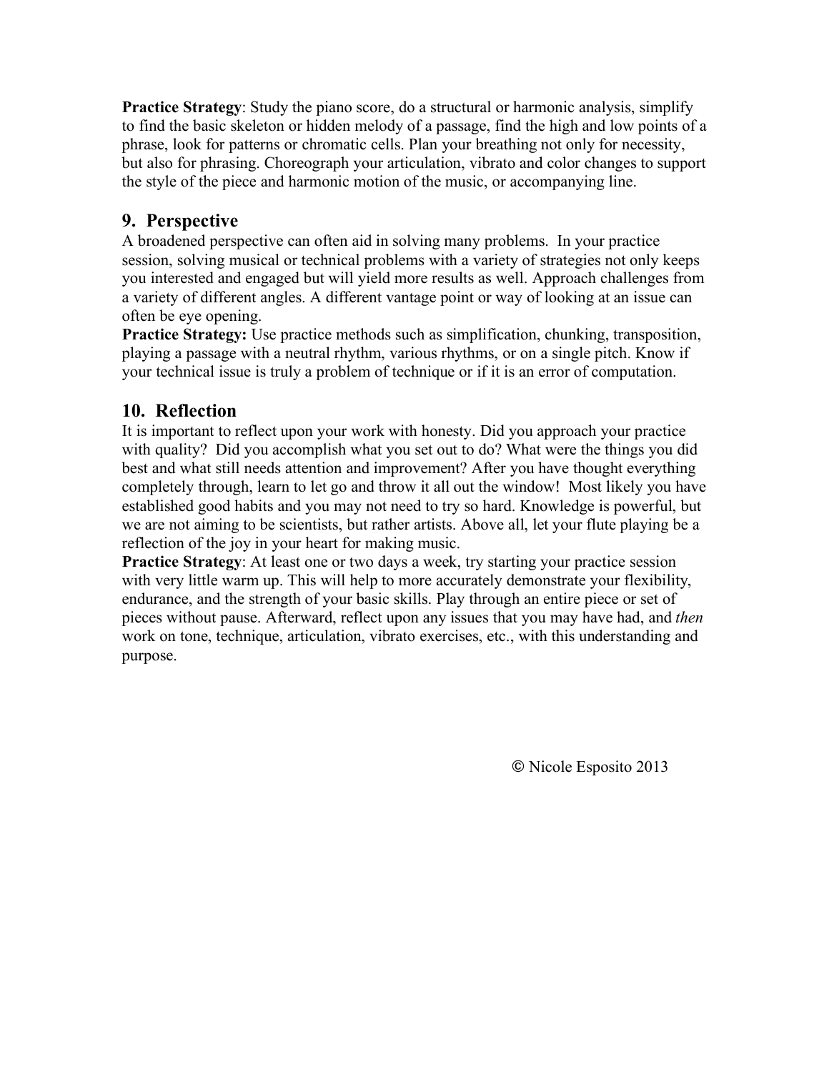**Practice Strategy**: Study the piano score, do a structural or harmonic analysis, simplify to find the basic skeleton or hidden melody of a passage, find the high and low points of a phrase, look for patterns or chromatic cells. Plan your breathing not only for necessity, but also for phrasing. Choreograph your articulation, vibrato and color changes to support the style of the piece and harmonic motion of the music, or accompanying line.

## 9. Perspective

A broadened perspective can often aid in solving many problems. In your practice session, solving musical or technical problems with a variety of strategies not only keeps you interested and engaged but will yield more results as well. Approach challenges from a variety of different angles. A different vantage point or way of looking at an issue can often be eye opening.

**Practice Strategy:** Use practice methods such as simplification, chunking, transposition, playing a passage with a neutral rhythm, various rhythms, or on a single pitch. Know if your technical issue is truly a problem of technique or if it is an error of computation.

## 10. Reflection

It is important to reflect upon your work with honesty. Did you approach your practice with quality? Did you accomplish what you set out to do? What were the things you did best and what still needs attention and improvement? After you have thought everything completely through, learn to let go and throw it all out the window! Most likely you have established good habits and you may not need to try so hard. Knowledge is powerful, but we are not aiming to be scientists, but rather artists. Above all, let your flute playing be a reflection of the joy in your heart for making music.

**Practice Strategy**: At least one or two days a week, try starting your practice session with very little warm up. This will help to more accurately demonstrate your flexibility, endurance, and the strength of your basic skills. Play through an entire piece or set of pieces without pause. Afterward, reflect upon any issues that you may have had, and *then* work on tone, technique, articulation, vibrato exercises, etc., with this understanding and purpose.

© Nicole Esposito 2013